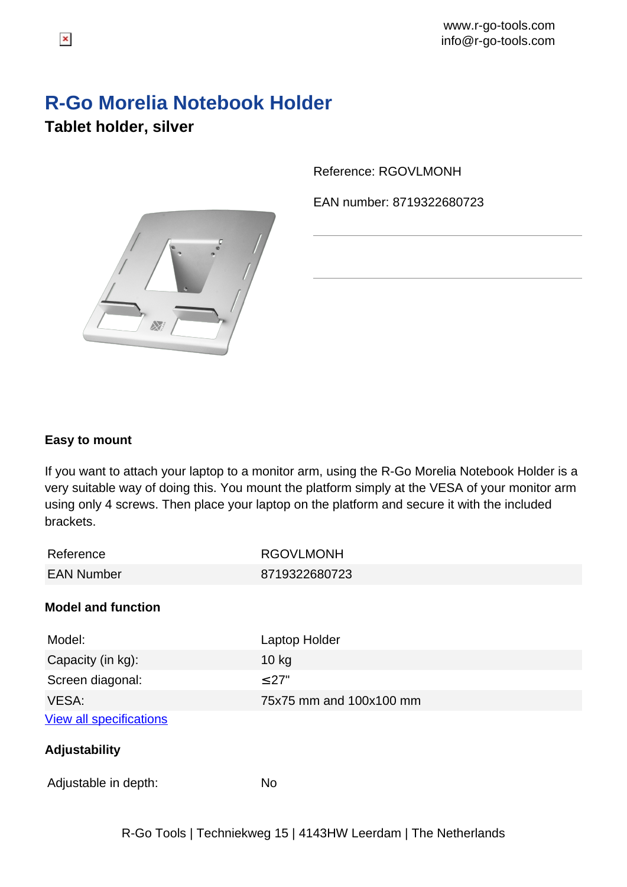www.r-go-tools.com
info@r-go-tools.com

# R-Go Morelia Notebook Holder

## Tablet holder, silver

Reference: RGOVLMONH

EAN number: 8719322680723

### Easy to mount

If you want to attach your laptop to a monitor arm, using the R-Go Morelia Notebook Holder is a very suitable way of doing this. You mount the platform simply at the VESA of your monitor arm using only 4 screws. Then place your laptop on the platform and secure it with the included brackets.

| | |
|---|---|
| Reference | RGOVLMONH |
| EAN Number | 8719322680723 |

### Model and function

| | |
|---|---|
| Model: | Laptop Holder |
| Capacity (in kg): | 10 kg |
| Screen diagonal: | ≤27" |
| VESA: | 75x75 mm and 100x100 mm |

[View all specifications]

### Adjustability

| | |
|---|---|
| Adjustable in depth: | No |

R-Go Tools | Techniekweg 15 | 4143HW Leerdam | The Netherlands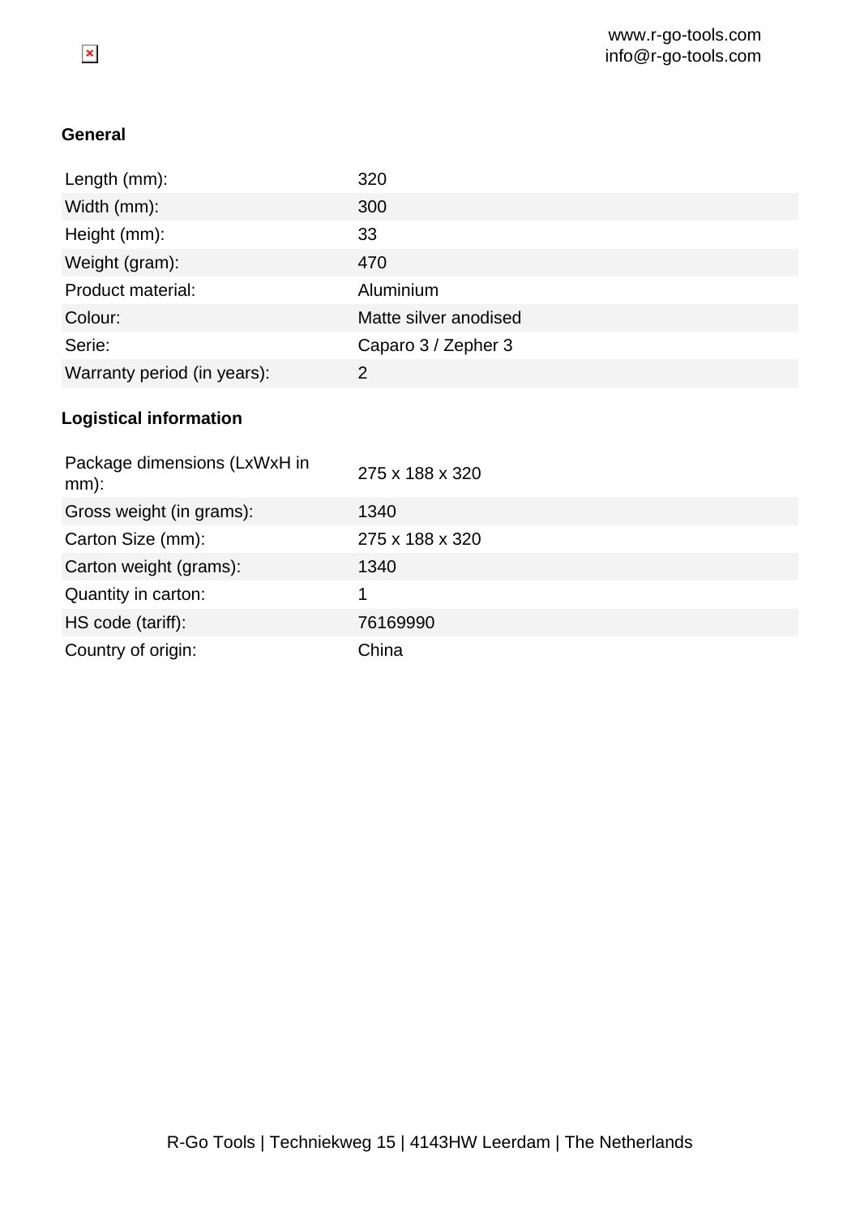## General

| | |
|---|---|
| Length (mm): | 320 |
| Width (mm): | 300 |
| Height (mm): | 33 |
| Weight (gram): | 470 |
| Product material: | Aluminium |
| Colour: | Matte silver anodised |
| Serie: | Caparo 3 / Zepher 3 |
| Warranty period (in years): | 2 |

## Logistical information

| | |
|---|---|
| Package dimensions (LxWxH in mm): | 275 x 188 x 320 |
| Gross weight (in grams): | 1340 |
| Carton Size (mm): | 275 x 188 x 320 |
| Carton weight (grams): | 1340 |
| Quantity in carton: | 1 |
| HS code (tariff): | 76169990 |
| Country of origin: | China |